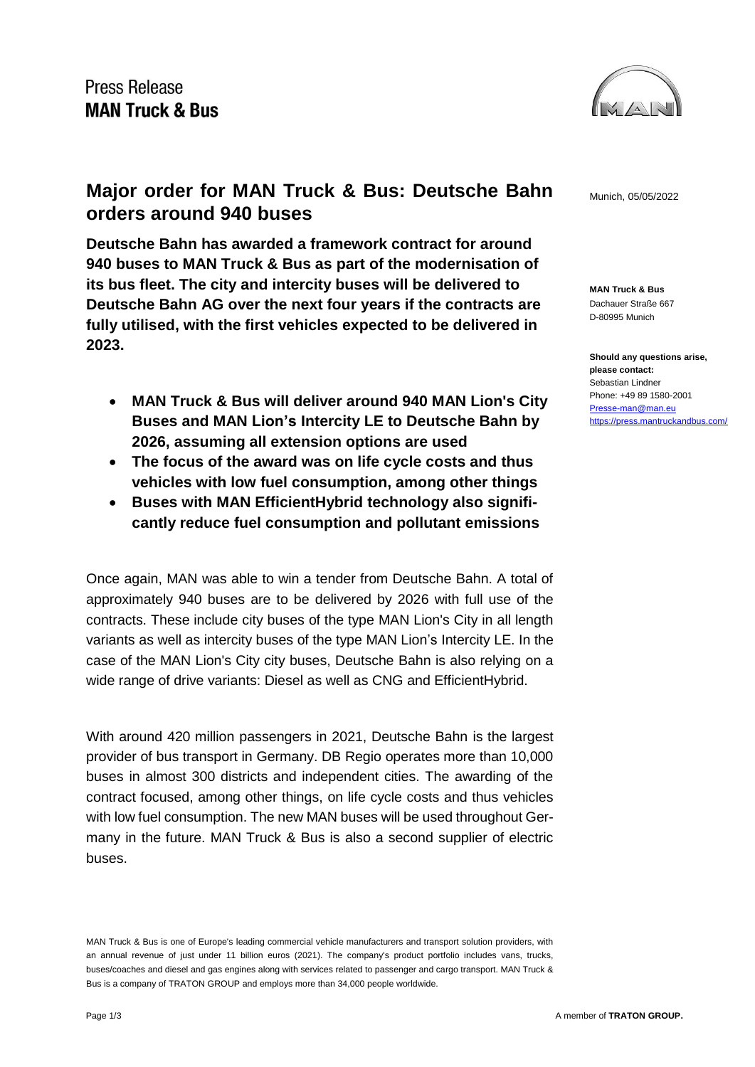Press Release
**MAN Truck & Bus**

# Major order for MAN Truck & Bus: Deutsche Bahn orders around 940 buses

Munich, 05/05/2022

**Deutsche Bahn has awarded a framework contract for around 940 buses to MAN Truck & Bus as part of the modernisation of its bus fleet. The city and intercity buses will be delivered to Deutsche Bahn AG over the next four years if the contracts are fully utilised, with the first vehicles expected to be delivered in 2023.**

- **MAN Truck & Bus will deliver around 940 MAN Lion's City Buses and MAN Lion's Intercity LE to Deutsche Bahn by 2026, assuming all extension options are used**
- **The focus of the award was on life cycle costs and thus vehicles with low fuel consumption, among other things**
- **Buses with MAN EfficientHybrid technology also significantly reduce fuel consumption and pollutant emissions**

Once again, MAN was able to win a tender from Deutsche Bahn. A total of approximately 940 buses are to be delivered by 2026 with full use of the contracts. These include city buses of the type MAN Lion's City in all length variants as well as intercity buses of the type MAN Lion's Intercity LE. In the case of the MAN Lion's City city buses, Deutsche Bahn is also relying on a wide range of drive variants: Diesel as well as CNG and EfficientHybrid.

With around 420 million passengers in 2021, Deutsche Bahn is the largest provider of bus transport in Germany. DB Regio operates more than 10,000 buses in almost 300 districts and independent cities. The awarding of the contract focused, among other things, on life cycle costs and thus vehicles with low fuel consumption. The new MAN buses will be used throughout Germany in the future. MAN Truck & Bus is also a second supplier of electric buses.

**MAN Truck & Bus**
Dachauer Straße 667
D-80995 Munich

**Should any questions arise, please contact:**
Sebastian Lindner
Phone: +49 89 1580-2001
Presse-man@man.eu
https://press.mantruckandbus.com/

MAN Truck & Bus is one of Europe's leading commercial vehicle manufacturers and transport solution providers, with an annual revenue of just under 11 billion euros (2021). The company's product portfolio includes vans, trucks, buses/coaches and diesel and gas engines along with services related to passenger and cargo transport. MAN Truck & Bus is a company of TRATON GROUP and employs more than 34,000 people worldwide.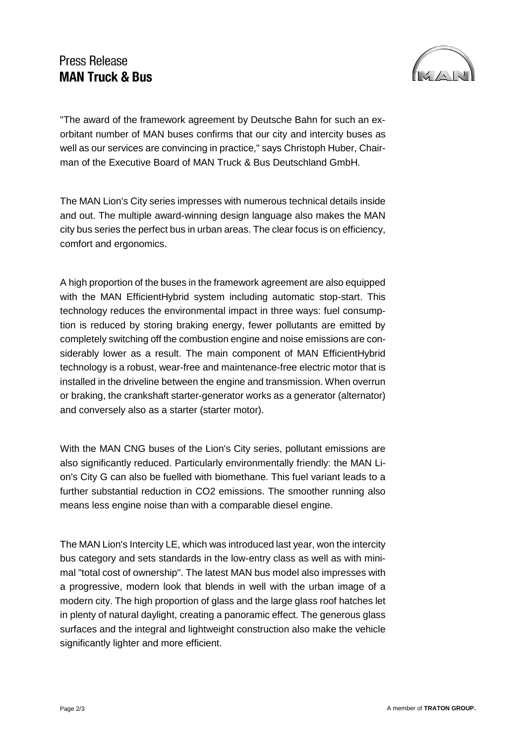"The award of the framework agreement by Deutsche Bahn for such an exorbitant number of MAN buses confirms that our city and intercity buses as well as our services are convincing in practice," says Christoph Huber, Chairman of the Executive Board of MAN Truck & Bus Deutschland GmbH.

The MAN Lion's City series impresses with numerous technical details inside and out. The multiple award-winning design language also makes the MAN city bus series the perfect bus in urban areas. The clear focus is on efficiency, comfort and ergonomics.

A high proportion of the buses in the framework agreement are also equipped with the MAN EfficientHybrid system including automatic stop-start. This technology reduces the environmental impact in three ways: fuel consumption is reduced by storing braking energy, fewer pollutants are emitted by completely switching off the combustion engine and noise emissions are considerably lower as a result. The main component of MAN EfficientHybrid technology is a robust, wear-free and maintenance-free electric motor that is installed in the driveline between the engine and transmission. When overrun or braking, the crankshaft starter-generator works as a generator (alternator) and conversely also as a starter (starter motor).

With the MAN CNG buses of the Lion's City series, pollutant emissions are also significantly reduced. Particularly environmentally friendly: the MAN Lion's City G can also be fuelled with biomethane. This fuel variant leads to a further substantial reduction in $CO_2$ emissions. The smoother running also means less engine noise than with a comparable diesel engine.

The MAN Lion's Intercity LE, which was introduced last year, won the intercity bus category and sets standards in the low-entry class as well as with minimal "total cost of ownership". The latest MAN bus model also impresses with a progressive, modern look that blends in well with the urban image of a modern city. The high proportion of glass and the large glass roof hatches let in plenty of natural daylight, creating a panoramic effect. The generous glass surfaces and the integral and lightweight construction also make the vehicle significantly lighter and more efficient.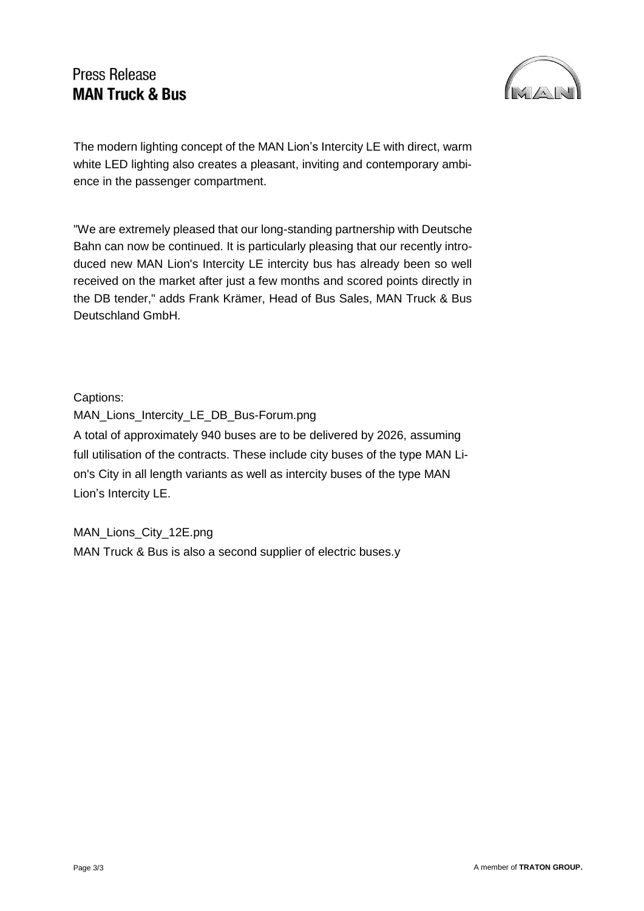The modern lighting concept of the MAN Lion's Intercity LE with direct, warm white LED lighting also creates a pleasant, inviting and contemporary ambience in the passenger compartment.

"We are extremely pleased that our long-standing partnership with Deutsche Bahn can now be continued. It is particularly pleasing that our recently introduced new MAN Lion's Intercity LE intercity bus has already been so well received on the market after just a few months and scored points directly in the DB tender," adds Frank Krämer, Head of Bus Sales, MAN Truck & Bus Deutschland GmbH.

Captions:

MAN_Lions_Intercity_LE_DB_Bus-Forum.png

A total of approximately 940 buses are to be delivered by 2026, assuming full utilisation of the contracts. These include city buses of the type MAN Lion's City in all length variants as well as intercity buses of the type MAN Lion's Intercity LE.

MAN_Lions_City_12E.png

MAN Truck & Bus is also a second supplier of electric buses.y